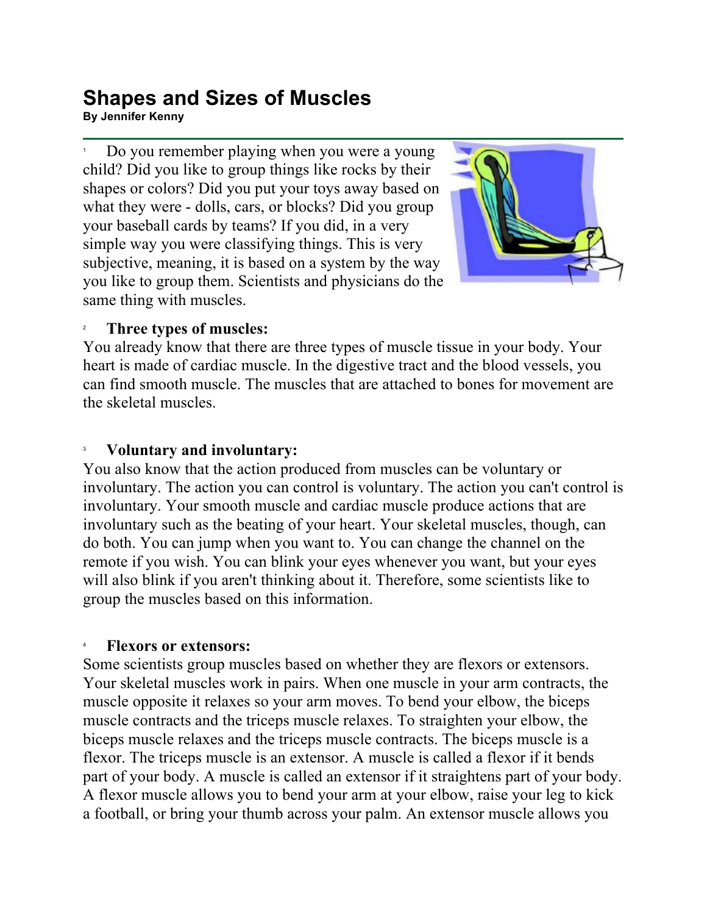# Shapes and Sizes of Muscles

**By Jennifer Kenny**

1 Do you remember playing when you were a young child? Did you like to group things like rocks by their shapes or colors? Did you put your toys away based on what they were - dolls, cars, or blocks? Did you group your baseball cards by teams? If you did, in a very simple way you were classifying things. This is very subjective, meaning, it is based on a system by the way you like to group them. Scientists and physicians do the same thing with muscles.

2 **Three types of muscles:**
You already know that there are three types of muscle tissue in your body. Your heart is made of cardiac muscle. In the digestive tract and the blood vessels, you can find smooth muscle. The muscles that are attached to bones for movement are the skeletal muscles.

3 **Voluntary and involuntary:**
You also know that the action produced from muscles can be voluntary or involuntary. The action you can control is voluntary. The action you can't control is involuntary. Your smooth muscle and cardiac muscle produce actions that are involuntary such as the beating of your heart. Your skeletal muscles, though, can do both. You can jump when you want to. You can change the channel on the remote if you wish. You can blink your eyes whenever you want, but your eyes will also blink if you aren't thinking about it. Therefore, some scientists like to group the muscles based on this information.

4 **Flexors or extensors:**
Some scientists group muscles based on whether they are flexors or extensors. Your skeletal muscles work in pairs. When one muscle in your arm contracts, the muscle opposite it relaxes so your arm moves. To bend your elbow, the biceps muscle contracts and the triceps muscle relaxes. To straighten your elbow, the biceps muscle relaxes and the triceps muscle contracts. The biceps muscle is a flexor. The triceps muscle is an extensor. A muscle is called a flexor if it bends part of your body. A muscle is called an extensor if it straightens part of your body. A flexor muscle allows you to bend your arm at your elbow, raise your leg to kick a football, or bring your thumb across your palm. An extensor muscle allows you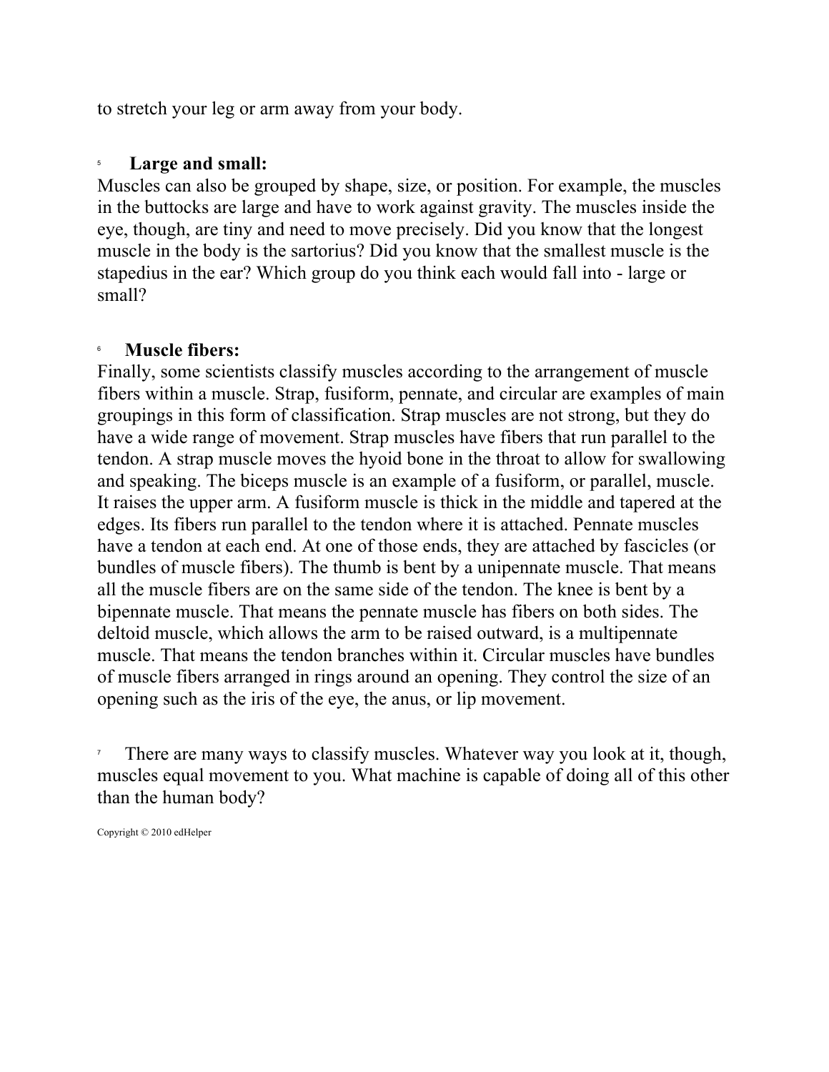to stretch your leg or arm away from your body.

5 **Large and small:**

Muscles can also be grouped by shape, size, or position. For example, the muscles in the buttocks are large and have to work against gravity. The muscles inside the eye, though, are tiny and need to move precisely. Did you know that the longest muscle in the body is the sartorius? Did you know that the smallest muscle is the stapedius in the ear? Which group do you think each would fall into - large or small?

6 **Muscle fibers:**

Finally, some scientists classify muscles according to the arrangement of muscle fibers within a muscle. Strap, fusiform, pennate, and circular are examples of main groupings in this form of classification. Strap muscles are not strong, but they do have a wide range of movement. Strap muscles have fibers that run parallel to the tendon. A strap muscle moves the hyoid bone in the throat to allow for swallowing and speaking. The biceps muscle is an example of a fusiform, or parallel, muscle. It raises the upper arm. A fusiform muscle is thick in the middle and tapered at the edges. Its fibers run parallel to the tendon where it is attached. Pennate muscles have a tendon at each end. At one of those ends, they are attached by fascicles (or bundles of muscle fibers). The thumb is bent by a unipennate muscle. That means all the muscle fibers are on the same side of the tendon. The knee is bent by a bipennate muscle. That means the pennate muscle has fibers on both sides. The deltoid muscle, which allows the arm to be raised outward, is a multipennate muscle. That means the tendon branches within it. Circular muscles have bundles of muscle fibers arranged in rings around an opening. They control the size of an opening such as the iris of the eye, the anus, or lip movement.

7 There are many ways to classify muscles. Whatever way you look at it, though, muscles equal movement to you. What machine is capable of doing all of this other than the human body?

Copyright © 2010 edHelper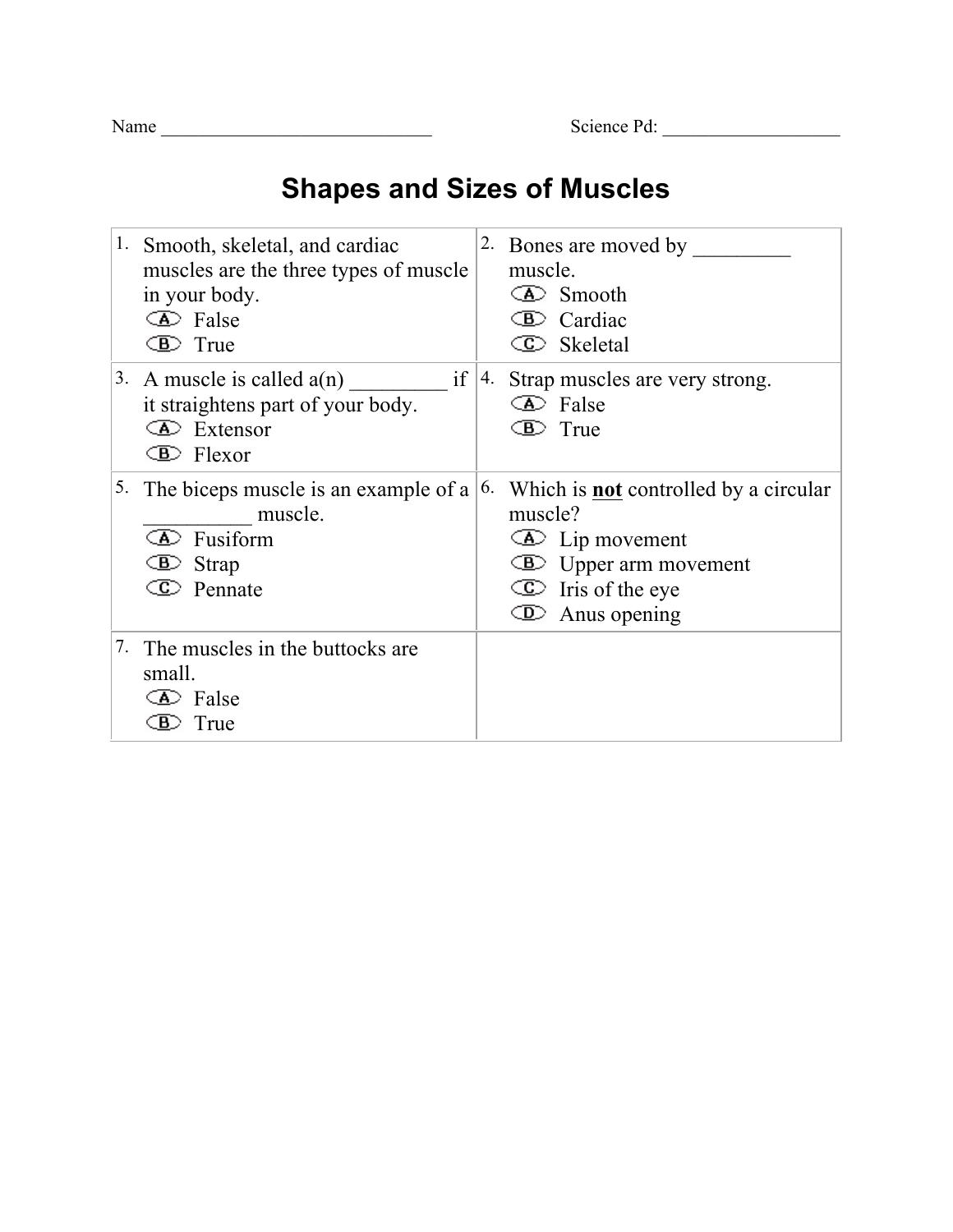Name ______________________________ Science Pd: ___________________

# Shapes and Sizes of Muscles

1. Smooth, skeletal, and cardiac muscles are the three types of muscle in your body.
   - (A) False
   - (B) True

2. Bones are moved by _________ muscle.
   - (A) Smooth
   - (B) Cardiac
   - (C) Skeletal

3. A muscle is called a(n) _________ if it straightens part of your body.
   - (A) Extensor
   - (B) Flexor

4. Strap muscles are very strong.
   - (A) False
   - (B) True

5. The biceps muscle is an example of a __________ muscle.
   - (A) Fusiform
   - (B) Strap
   - (C) Pennate

6. Which is **not** controlled by a circular muscle?
   - (A) Lip movement
   - (B) Upper arm movement
   - (C) Iris of the eye
   - (D) Anus opening

7. The muscles in the buttocks are small.
   - (A) False
   - (B) True